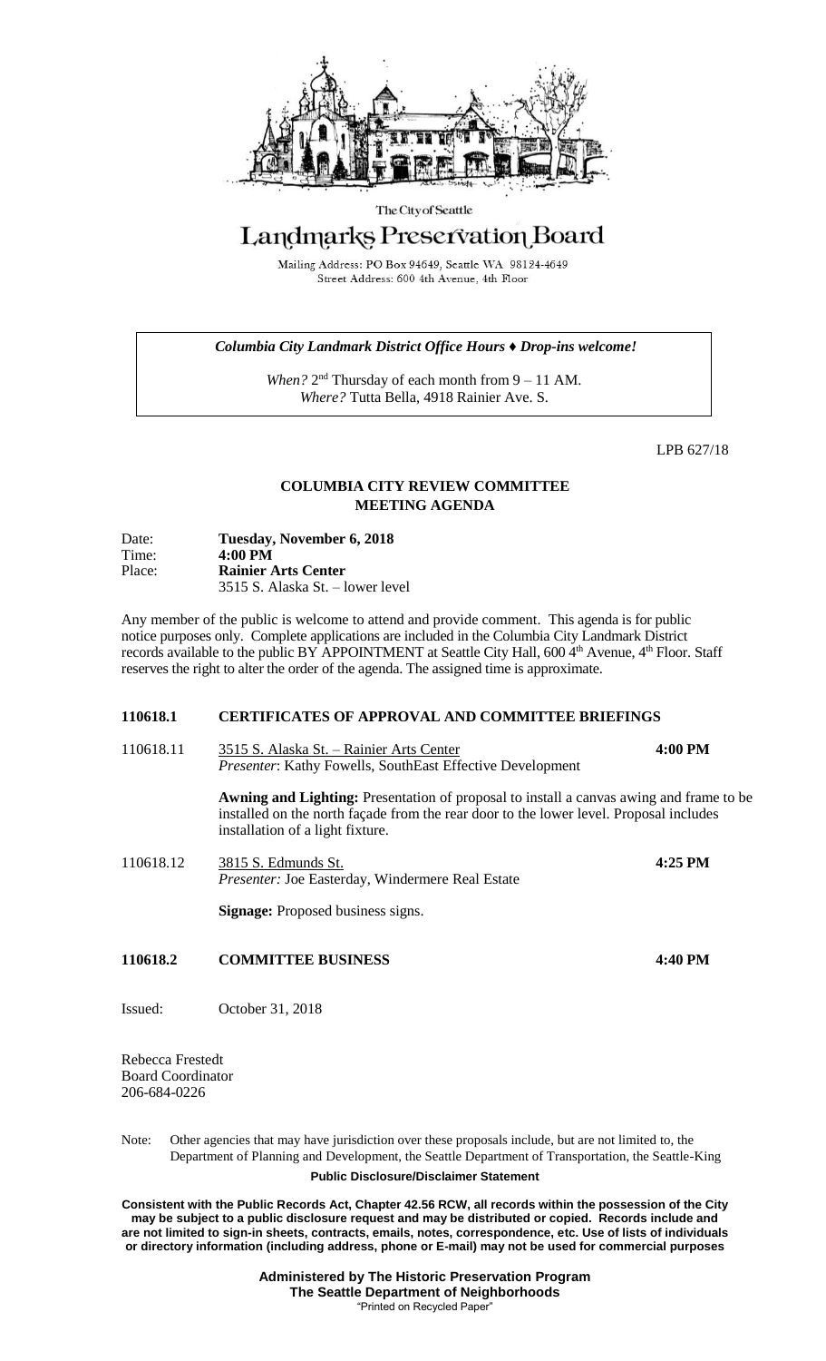The City of Seattle

# Landmarks Preservation Board

Mailing Address: PO Box 94649, Seattle WA 98124-4649
Street Address: 600 4th Avenue, 4th Floor

***Columbia City Landmark District Office Hours ♦ Drop-ins welcome!***

*When?* 2nd Thursday of each month from 9 – 11 AM.
*Where?* Tutta Bella, 4918 Rainier Ave. S.

LPB 627/18

## COLUMBIA CITY REVIEW COMMITTEE
## MEETING AGENDA

| | |
|---|---|
| Date: | **Tuesday, November 6, 2018** |
| Time: | **4:00 PM** |
| Place: | **Rainier Arts Center** 3515 S. Alaska St. – lower level |

Any member of the public is welcome to attend and provide comment. This agenda is for public notice purposes only. Complete applications are included in the Columbia City Landmark District records available to the public BY APPOINTMENT at Seattle City Hall, 600 4th Avenue, 4th Floor. Staff reserves the right to alter the order of the agenda. The assigned time is approximate.

### 110618.1 CERTIFICATES OF APPROVAL AND COMMITTEE BRIEFINGS

110618.11 3515 S. Alaska St. – Rainier Arts Center **4:00 PM**
*Presenter*: Kathy Fowells, SouthEast Effective Development

**Awning and Lighting:** Presentation of proposal to install a canvas awing and frame to be installed on the north façade from the rear door to the lower level. Proposal includes installation of a light fixture.

110618.12 3815 S. Edmunds St. **4:25 PM**
*Presenter:* Joe Easterday, Windermere Real Estate

**Signage:** Proposed business signs.

### 110618.2 COMMITTEE BUSINESS **4:40 PM**

Issued: October 31, 2018

Rebecca Frestedt
Board Coordinator
206-684-0226

Note: Other agencies that may have jurisdiction over these proposals include, but are not limited to, the Department of Planning and Development, the Seattle Department of Transportation, the Seattle-King

**Public Disclosure/Disclaimer Statement**

**Consistent with the Public Records Act, Chapter 42.56 RCW, all records within the possession of the City may be subject to a public disclosure request and may be distributed or copied. Records include and are not limited to sign-in sheets, contracts, emails, notes, correspondence, etc. Use of lists of individuals or directory information (including address, phone or E-mail) may not be used for commercial purposes**

**Administered by The Historic Preservation Program**
**The Seattle Department of Neighborhoods**
"Printed on Recycled Paper"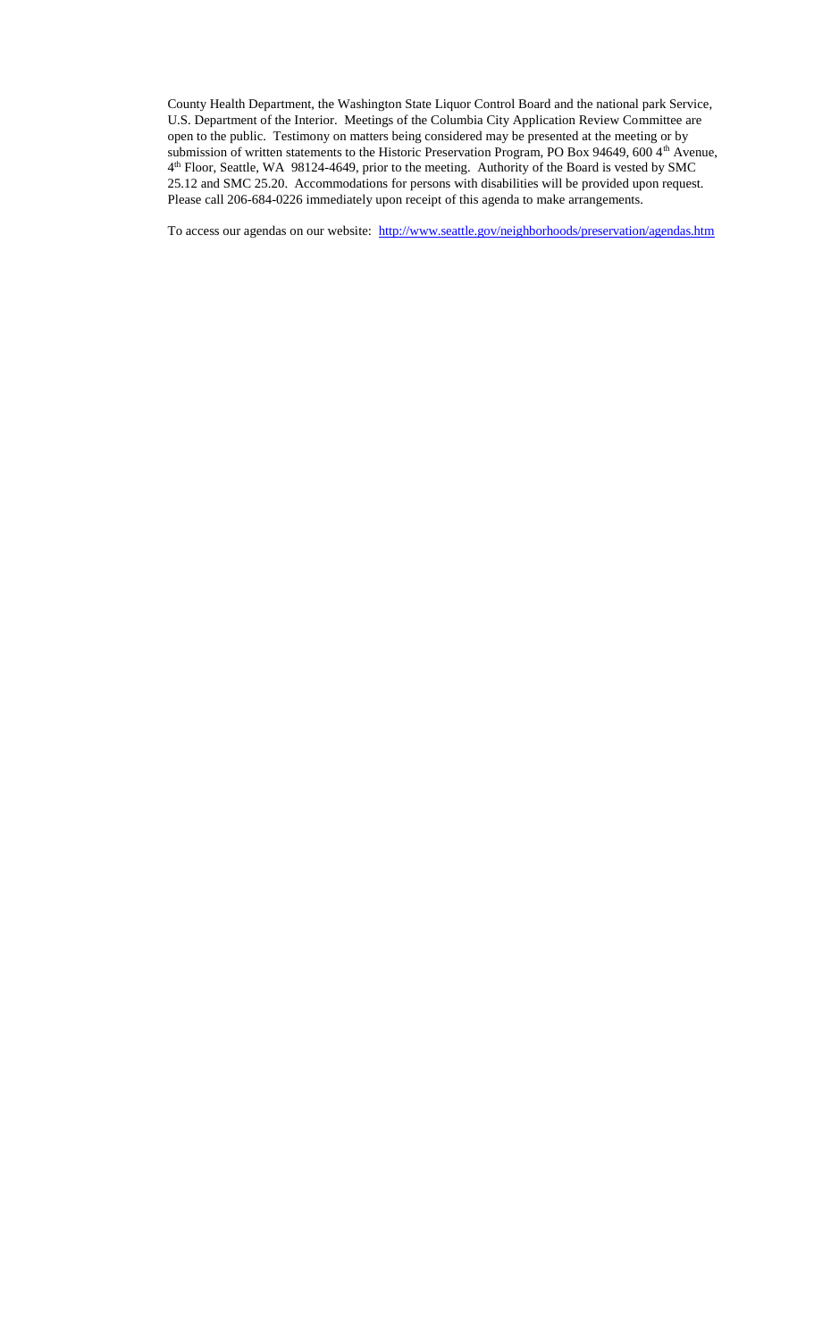County Health Department, the Washington State Liquor Control Board and the national park Service, U.S. Department of the Interior. Meetings of the Columbia City Application Review Committee are open to the public. Testimony on matters being considered may be presented at the meeting or by submission of written statements to the Historic Preservation Program, PO Box 94649, 600 4th Avenue, 4th Floor, Seattle, WA 98124-4649, prior to the meeting. Authority of the Board is vested by SMC 25.12 and SMC 25.20. Accommodations for persons with disabilities will be provided upon request. Please call 206-684-0226 immediately upon receipt of this agenda to make arrangements.

To access our agendas on our website: http://www.seattle.gov/neighborhoods/preservation/agendas.htm